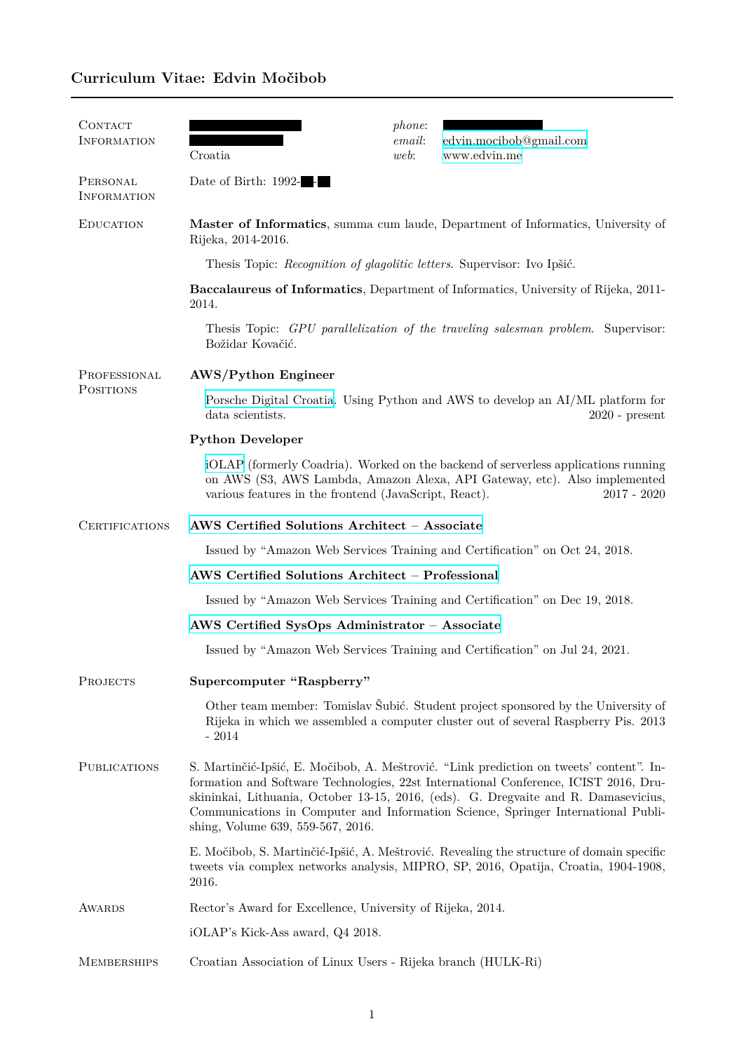# Curriculum Vitae: Edvin Močibob

## Contact Information

Croatia

*phone*:

*email*: edvin.mocibob@gmail.com

*web*: www.edvin.me

## Personal Information

Date of Birth: 1992-

## Education

**Master of Informatics**, summa cum laude, Department of Informatics, University of Rijeka, 2014-2016.

Thesis Topic: *Recognition of glagolitic letters.* Supervisor: Ivo Ipšić.

**Baccalaureus of Informatics**, Department of Informatics, University of Rijeka, 2011-2014.

Thesis Topic: *GPU parallelization of the traveling salesman problem.* Supervisor: Božidar Kovačić.

## Professional Positions

**AWS/Python Engineer**

Porsche Digital Croatia. Using Python and AWS to develop an AI/ML platform for data scientists. 2020 - present

**Python Developer**

iOLAP (formerly Coadria). Worked on the backend of serverless applications running on AWS (S3, AWS Lambda, Amazon Alexa, API Gateway, etc). Also implemented various features in the frontend (JavaScript, React). 2017 - 2020

## Certifications

**AWS Certified Solutions Architect – Associate**

Issued by "Amazon Web Services Training and Certification" on Oct 24, 2018.

**AWS Certified Solutions Architect – Professional**

Issued by "Amazon Web Services Training and Certification" on Dec 19, 2018.

**AWS Certified SysOps Administrator – Associate**

Issued by "Amazon Web Services Training and Certification" on Jul 24, 2021.

## Projects

**Supercomputer "Raspberry"**

Other team member: Tomislav Šubić. Student project sponsored by the University of Rijeka in which we assembled a computer cluster out of several Raspberry Pis. 2013 - 2014

## Publications

S. Martinčić-Ipšić, E. Močibob, A. Meštrović. "Link prediction on tweets' content". Information and Software Technologies, 22st International Conference, ICIST 2016, Druskininkai, Lithuania, October 13-15, 2016, (eds). G. Dregvaite and R. Damasevicius, Communications in Computer and Information Science, Springer International Publishing, Volume 639, 559-567, 2016.

E. Močibob, S. Martinčić-Ipšić, A. Meštrović. Revealing the structure of domain specific tweets via complex networks analysis, MIPRO, SP, 2016, Opatija, Croatia, 1904-1908, 2016.

## Awards

Rector's Award for Excellence, University of Rijeka, 2014.

iOLAP's Kick-Ass award, Q4 2018.

## Memberships

Croatian Association of Linux Users - Rijeka branch (HULK-Ri)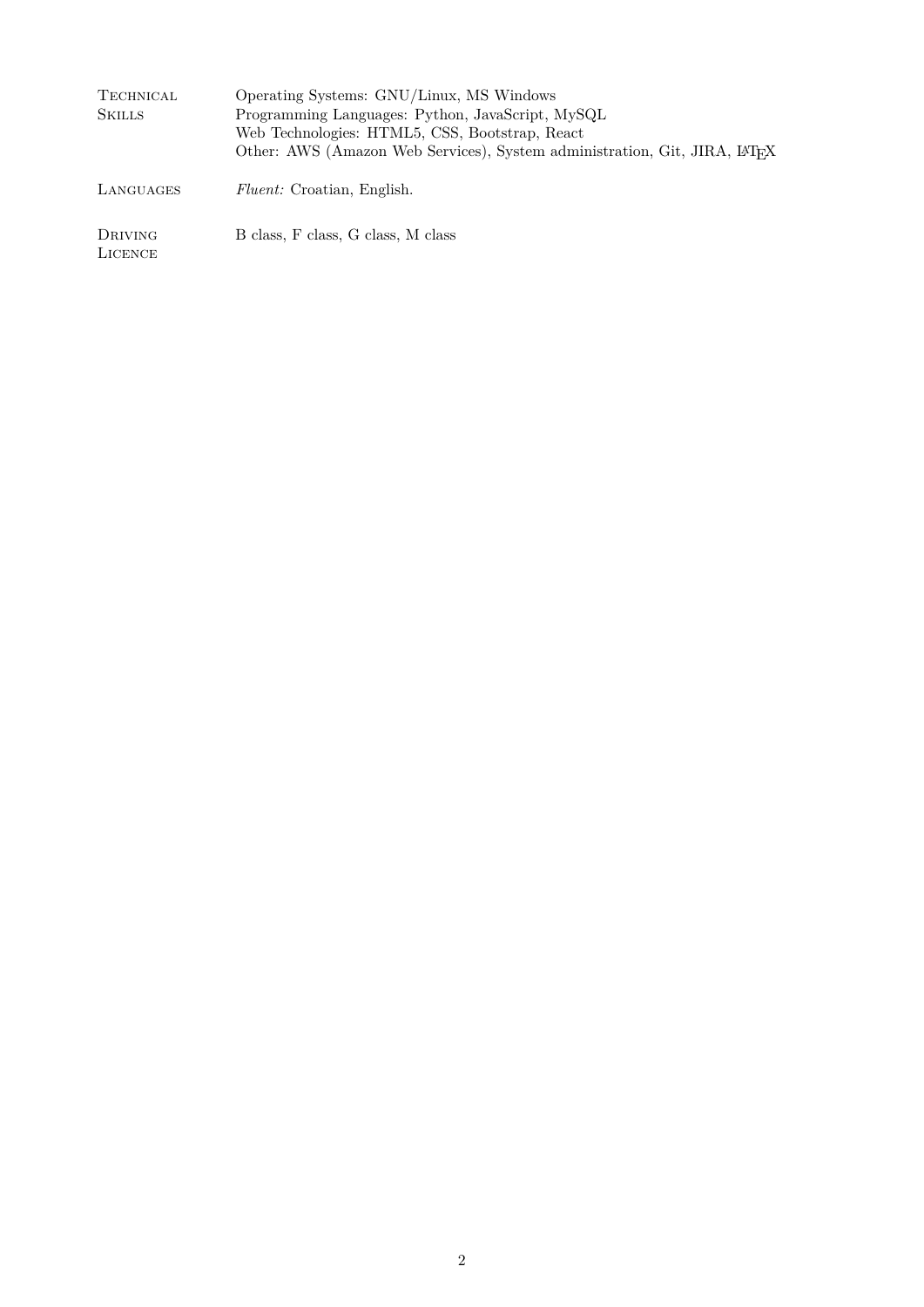## Technical Skills

Operating Systems: GNU/Linux, MS Windows
Programming Languages: Python, JavaScript, MySQL
Web Technologies: HTML5, CSS, Bootstrap, React
Other: AWS (Amazon Web Services), System administration, Git, JIRA, LaTeX

## Languages

*Fluent:* Croatian, English.

## Driving Licence

B class, F class, G class, M class